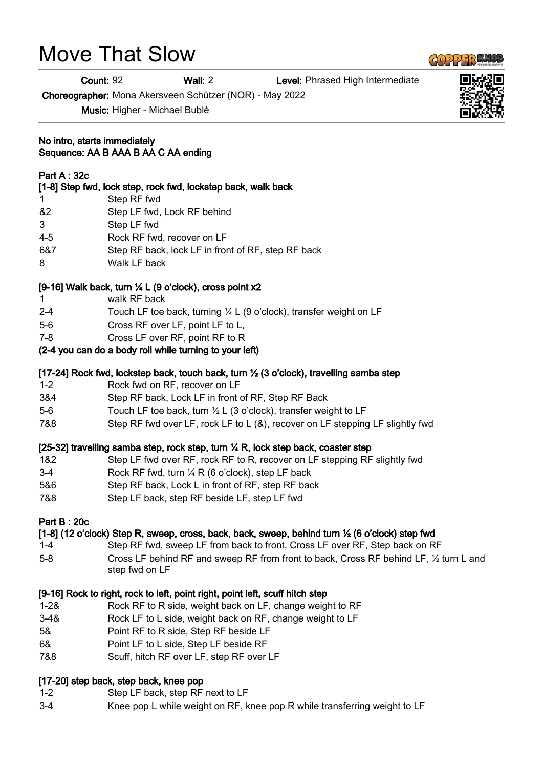# Move That Slow

**Count:** 92 **Wall:** 2 **Level:** Phrased High Intermediate

**Choreographer:** Mona Akersveen Schützer (NOR) - May 2022

**Music:** Higher - Michael Bublé

**No intro, starts immediately**
**Sequence: AA B AAA B AA C AA ending**

**Part A : 32c**

**[1-8] Step fwd, lock step, rock fwd, lockstep back, walk back**

| | |
|---|---|
| 1 | Step RF fwd |
| &2 | Step LF fwd, Lock RF behind |
| 3 | Step LF fwd |
| 4-5 | Rock RF fwd, recover on LF |
| 6&7 | Step RF back, lock LF in front of RF, step RF back |
| 8 | Walk LF back |

**[9-16] Walk back, turn ¼ L (9 o'clock), cross point x2**

| | |
|---|---|
| 1 | walk RF back |
| 2-4 | Touch LF toe back, turning ¼ L (9 o'clock), transfer weight on LF |
| 5-6 | Cross RF over LF, point LF to L, |
| 7-8 | Cross LF over RF, point RF to R |

**(2-4 you can do a body roll while turning to your left)**

**[17-24] Rock fwd, lockstep back, touch back, turn ½ (3 o'clock), travelling samba step**

| | |
|---|---|
| 1-2 | Rock fwd on RF, recover on LF |
| 3&4 | Step RF back, Lock LF in front of RF, Step RF Back |
| 5-6 | Touch LF toe back, turn ½ L (3 o'clock), transfer weight to LF |
| 7&8 | Step RF fwd over LF, rock LF to L (&), recover on LF stepping LF slightly fwd |

**[25-32] travelling samba step, rock step, turn ¼ R, lock step back, coaster step**

| | |
|---|---|
| 1&2 | Step LF fwd over RF, rock RF to R, recover on LF stepping RF slightly fwd |
| 3-4 | Rock RF fwd, turn ¼ R (6 o'clock), step LF back |
| 5&6 | Step RF back, Lock L in front of RF, step RF back |
| 7&8 | Step LF back, step RF beside LF, step LF fwd |

**Part B : 20c**

**[1-8] (12 o'clock) Step R, sweep, cross, back, back, sweep, behind turn ½ (6 o'clock) step fwd**

| | |
|---|---|
| 1-4 | Step RF fwd, sweep LF from back to front, Cross LF over RF, Step back on RF |
| 5-8 | Cross LF behind RF and sweep RF from front to back, Cross RF behind LF, ½ turn L and step fwd on LF |

**[9-16] Rock to right, rock to left, point right, point left, scuff hitch step**

| | |
|---|---|
| 1-2& | Rock RF to R side, weight back on LF, change weight to RF |
| 3-4& | Rock LF to L side, weight back on RF, change weight to LF |
| 5& | Point RF to R side, Step RF beside LF |
| 6& | Point LF to L side, Step LF beside RF |
| 7&8 | Scuff, hitch RF over LF, step RF over LF |

**[17-20] step back, step back, knee pop**

| | |
|---|---|
| 1-2 | Step LF back, step RF next to LF |
| 3-4 | Knee pop L while weight on RF, knee pop R while transferring weight to LF |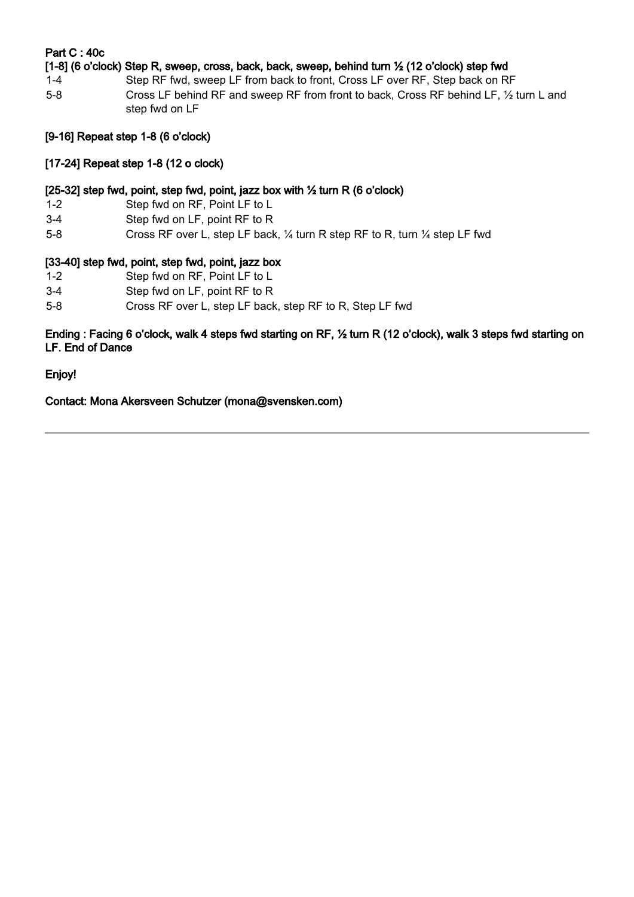**Part C : 40c**

**[1-8] (6 o'clock) Step R, sweep, cross, back, back, sweep, behind turn ½ (12 o'clock) step fwd**

| | |
|---|---|
| 1-4 | Step RF fwd, sweep LF from back to front, Cross LF over RF, Step back on RF |
| 5-8 | Cross LF behind RF and sweep RF from front to back, Cross RF behind LF, ½ turn L and step fwd on LF |

**[9-16] Repeat step 1-8 (6 o'clock)**

**[17-24] Repeat step 1-8 (12 o clock)**

**[25-32] step fwd, point, step fwd, point, jazz box with ½ turn R (6 o'clock)**

| | |
|---|---|
| 1-2 | Step fwd on RF, Point LF to L |
| 3-4 | Step fwd on LF, point RF to R |
| 5-8 | Cross RF over L, step LF back, ¼ turn R step RF to R, turn ¼ step LF fwd |

**[33-40] step fwd, point, step fwd, point, jazz box**

| | |
|---|---|
| 1-2 | Step fwd on RF, Point LF to L |
| 3-4 | Step fwd on LF, point RF to R |
| 5-8 | Cross RF over L, step LF back, step RF to R, Step LF fwd |

**Ending : Facing 6 o'clock, walk 4 steps fwd starting on RF, ½ turn R (12 o'clock), walk 3 steps fwd starting on LF. End of Dance**

**Enjoy!**

**Contact: Mona Akersveen Schutzer (mona@svensken.com)**